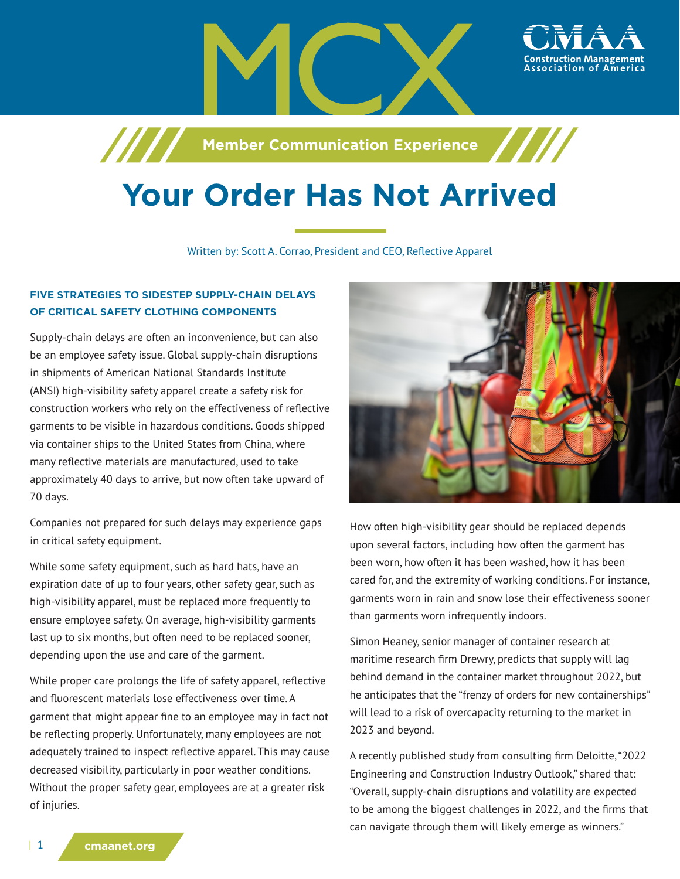# MCX

**Member Communication Experience**

# Your Order Has Not Arrived

Written by: Scott A. Corrao, President and CEO, Reflective Apparel

### FIVE STRATEGIES TO SIDESTEP SUPPLY-CHAIN DELAYS OF CRITICAL SAFETY CLOTHING COMPONENTS

Supply-chain delays are often an inconvenience, but can also be an employee safety issue. Global supply-chain disruptions in shipments of American National Standards Institute (ANSI) high-visibility safety apparel create a safety risk for construction workers who rely on the effectiveness of reflective garments to be visible in hazardous conditions. Goods shipped via container ships to the United States from China, where many reflective materials are manufactured, used to take approximately 40 days to arrive, but now often take upward of 70 days.

Companies not prepared for such delays may experience gaps in critical safety equipment.

While some safety equipment, such as hard hats, have an expiration date of up to four years, other safety gear, such as high-visibility apparel, must be replaced more frequently to ensure employee safety. On average, high-visibility garments last up to six months, but often need to be replaced sooner, depending upon the use and care of the garment.

While proper care prolongs the life of safety apparel, reflective and fluorescent materials lose effectiveness over time. A garment that might appear fine to an employee may in fact not be reflecting properly. Unfortunately, many employees are not adequately trained to inspect reflective apparel. This may cause decreased visibility, particularly in poor weather conditions. Without the proper safety gear, employees are at a greater risk of injuries.

How often high-visibility gear should be replaced depends upon several factors, including how often the garment has been worn, how often it has been washed, how it has been cared for, and the extremity of working conditions. For instance, garments worn in rain and snow lose their effectiveness sooner than garments worn infrequently indoors.

Simon Heaney, senior manager of container research at maritime research firm Drewry, predicts that supply will lag behind demand in the container market throughout 2022, but he anticipates that the "frenzy of orders for new containerships" will lead to a risk of overcapacity returning to the market in 2023 and beyond.

A recently published study from consulting firm Deloitte, "2022 Engineering and Construction Industry Outlook," shared that: "Overall, supply-chain disruptions and volatility are expected to be among the biggest challenges in 2022, and the firms that can navigate through them will likely emerge as winners."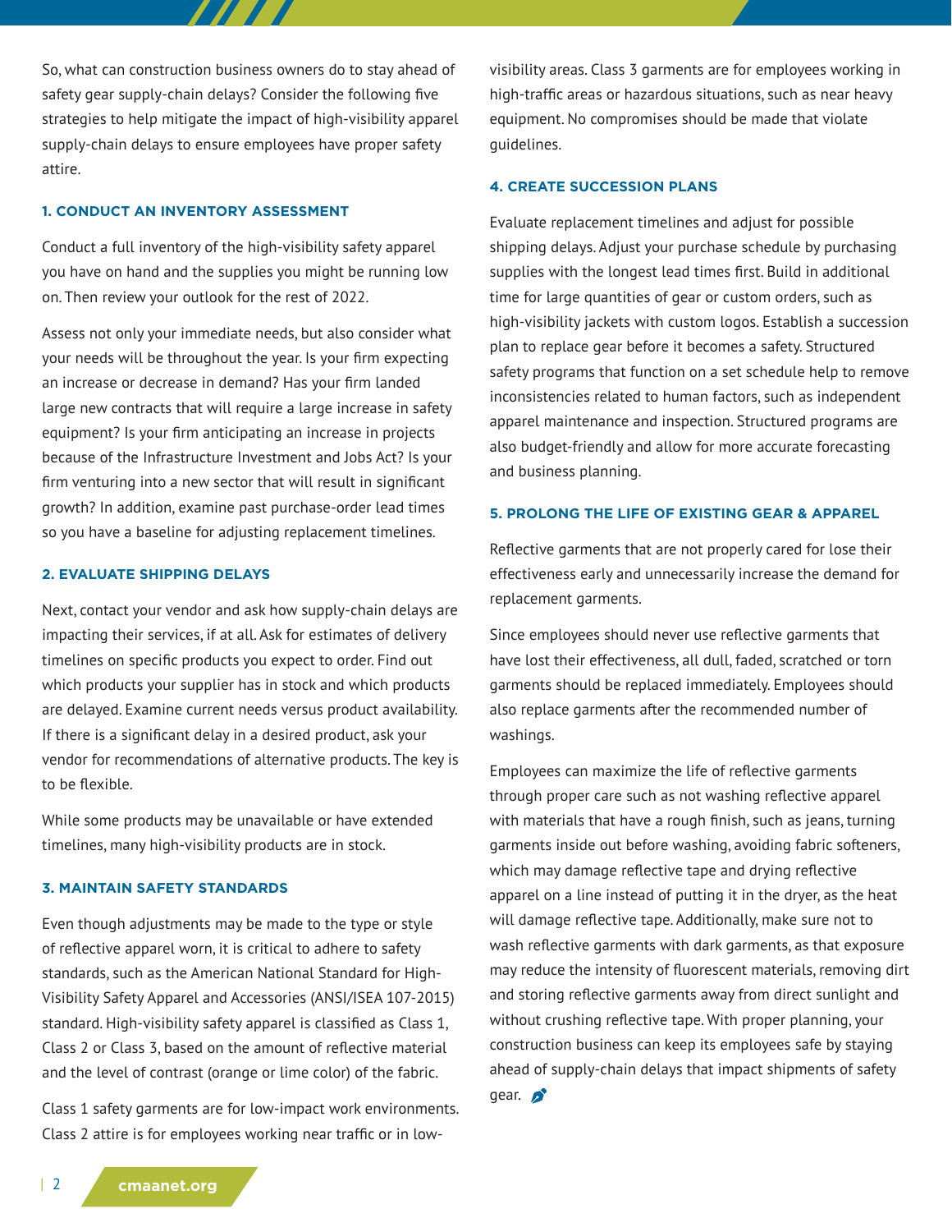So, what can construction business owners do to stay ahead of safety gear supply-chain delays? Consider the following five strategies to help mitigate the impact of high-visibility apparel supply-chain delays to ensure employees have proper safety attire.

### 1. CONDUCT AN INVENTORY ASSESSMENT

Conduct a full inventory of the high-visibility safety apparel you have on hand and the supplies you might be running low on. Then review your outlook for the rest of 2022.

Assess not only your immediate needs, but also consider what your needs will be throughout the year. Is your firm expecting an increase or decrease in demand? Has your firm landed large new contracts that will require a large increase in safety equipment? Is your firm anticipating an increase in projects because of the Infrastructure Investment and Jobs Act? Is your firm venturing into a new sector that will result in significant growth? In addition, examine past purchase-order lead times so you have a baseline for adjusting replacement timelines.

### 2. EVALUATE SHIPPING DELAYS

Next, contact your vendor and ask how supply-chain delays are impacting their services, if at all. Ask for estimates of delivery timelines on specific products you expect to order. Find out which products your supplier has in stock and which products are delayed. Examine current needs versus product availability. If there is a significant delay in a desired product, ask your vendor for recommendations of alternative products. The key is to be flexible.

While some products may be unavailable or have extended timelines, many high-visibility products are in stock.

### 3. MAINTAIN SAFETY STANDARDS

Even though adjustments may be made to the type or style of reflective apparel worn, it is critical to adhere to safety standards, such as the American National Standard for High-Visibility Safety Apparel and Accessories (ANSI/ISEA 107-2015) standard. High-visibility safety apparel is classified as Class 1, Class 2 or Class 3, based on the amount of reflective material and the level of contrast (orange or lime color) of the fabric.

Class 1 safety garments are for low-impact work environments. Class 2 attire is for employees working near traffic or in low-visibility areas. Class 3 garments are for employees working in high-traffic areas or hazardous situations, such as near heavy equipment. No compromises should be made that violate guidelines.

### 4. CREATE SUCCESSION PLANS

Evaluate replacement timelines and adjust for possible shipping delays. Adjust your purchase schedule by purchasing supplies with the longest lead times first. Build in additional time for large quantities of gear or custom orders, such as high-visibility jackets with custom logos. Establish a succession plan to replace gear before it becomes a safety. Structured safety programs that function on a set schedule help to remove inconsistencies related to human factors, such as independent apparel maintenance and inspection. Structured programs are also budget-friendly and allow for more accurate forecasting and business planning.

### 5. PROLONG THE LIFE OF EXISTING GEAR & APPAREL

Reflective garments that are not properly cared for lose their effectiveness early and unnecessarily increase the demand for replacement garments.

Since employees should never use reflective garments that have lost their effectiveness, all dull, faded, scratched or torn garments should be replaced immediately. Employees should also replace garments after the recommended number of washings.

Employees can maximize the life of reflective garments through proper care such as not washing reflective apparel with materials that have a rough finish, such as jeans, turning garments inside out before washing, avoiding fabric softeners, which may damage reflective tape and drying reflective apparel on a line instead of putting it in the dryer, as the heat will damage reflective tape. Additionally, make sure not to wash reflective garments with dark garments, as that exposure may reduce the intensity of fluorescent materials, removing dirt and storing reflective garments away from direct sunlight and without crushing reflective tape. With proper planning, your construction business can keep its employees safe by staying ahead of supply-chain delays that impact shipments of safety gear.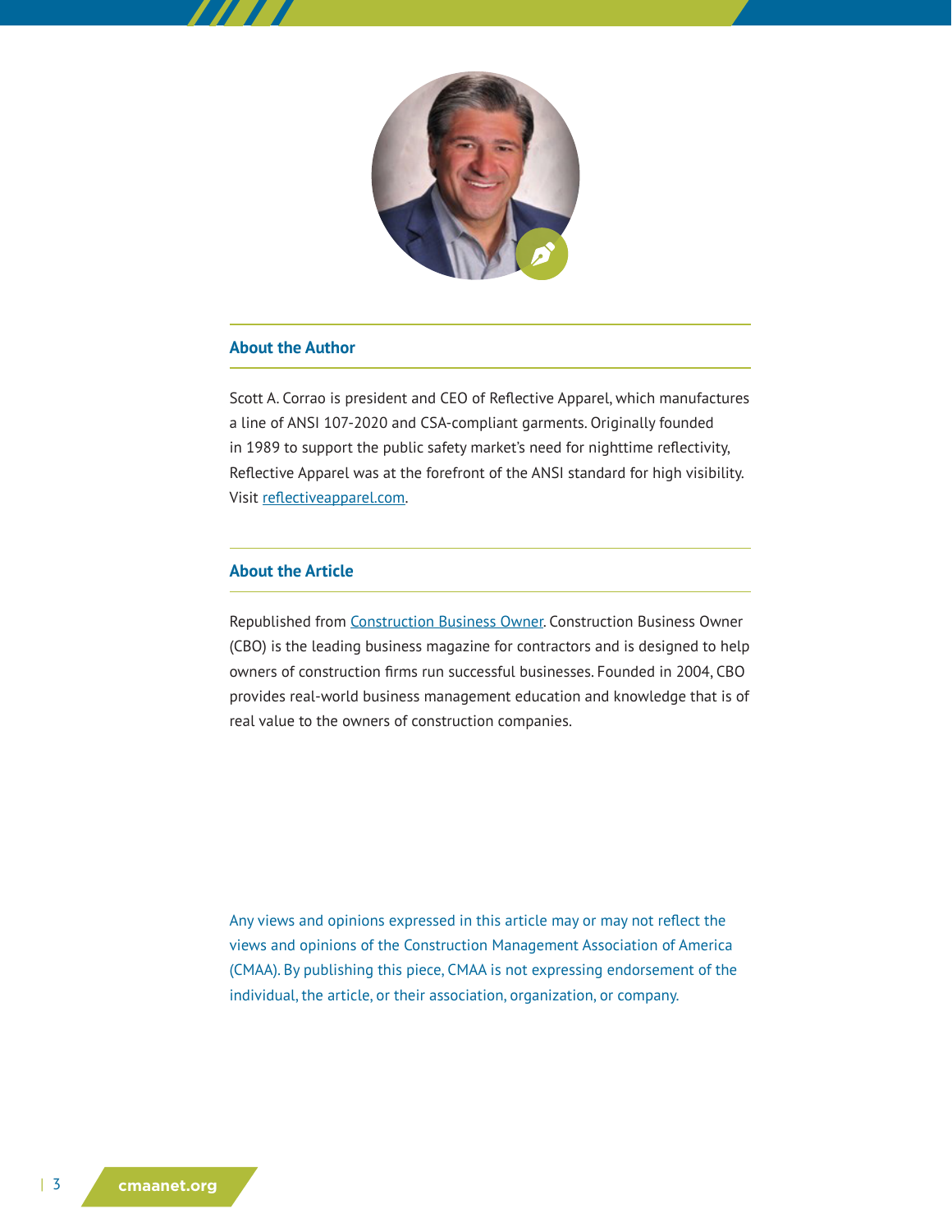## About the Author

Scott A. Corrao is president and CEO of Reflective Apparel, which manufactures a line of ANSI 107-2020 and CSA-compliant garments. Originally founded in 1989 to support the public safety market's need for nighttime reflectivity, Reflective Apparel was at the forefront of the ANSI standard for high visibility. Visit [reflectiveapparel.com](reflectiveapparel.com).

## About the Article

Republished from [Construction Business Owner](). Construction Business Owner (CBO) is the leading business magazine for contractors and is designed to help owners of construction firms run successful businesses. Founded in 2004, CBO provides real-world business management education and knowledge that is of real value to the owners of construction companies.

Any views and opinions expressed in this article may or may not reflect the views and opinions of the Construction Management Association of America (CMAA). By publishing this piece, CMAA is not expressing endorsement of the individual, the article, or their association, organization, or company.